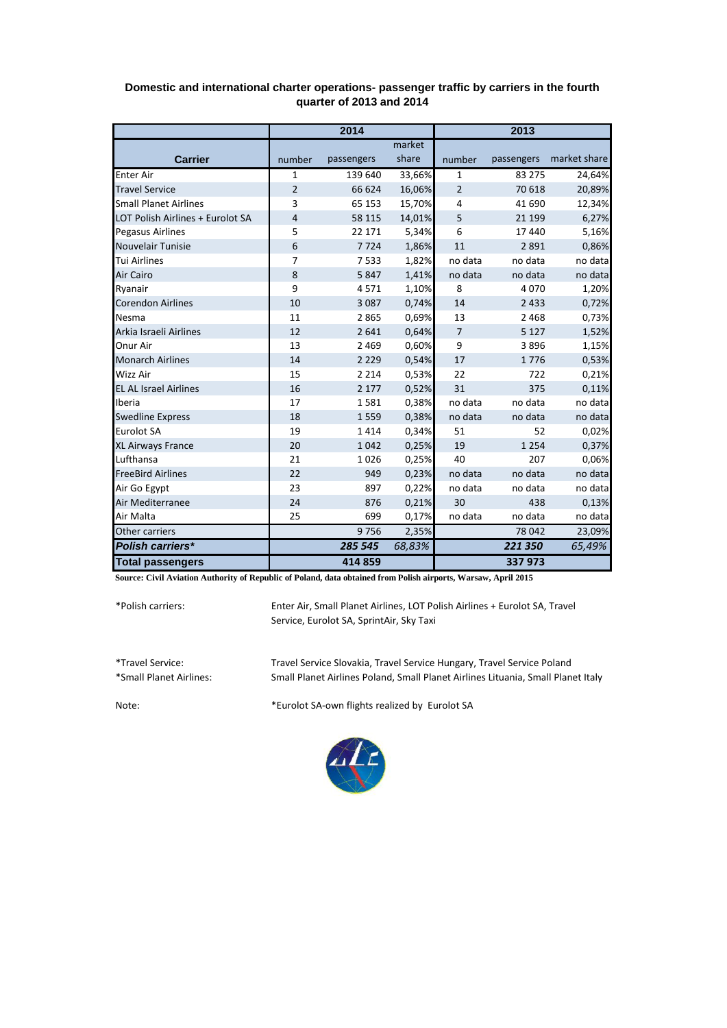**Domestic and international charter operations- passenger traffic by carriers in the fourth quarter of 2013 and 2014**

| Carrier | 2014 | | | 2013 | | |
|---|---|---|---|---|---|---|
| | number | passengers | market share | number | passengers | market share |
| Enter Air | 1 | 139 640 | 33,66% | 1 | 83 275 | 24,64% |
| Travel Service | 2 | 66 624 | 16,06% | 2 | 70 618 | 20,89% |
| Small Planet Airlines | 3 | 65 153 | 15,70% | 4 | 41 690 | 12,34% |
| LOT Polish Airlines + Eurolot SA | 4 | 58 115 | 14,01% | 5 | 21 199 | 6,27% |
| Pegasus Airlines | 5 | 22 171 | 5,34% | 6 | 17 440 | 5,16% |
| Nouvelair Tunisie | 6 | 7 724 | 1,86% | 11 | 2 891 | 0,86% |
| Tui Airlines | 7 | 7 533 | 1,82% | no data | no data | no data |
| Air Cairo | 8 | 5 847 | 1,41% | no data | no data | no data |
| Ryanair | 9 | 4 571 | 1,10% | 8 | 4 070 | 1,20% |
| Corendon Airlines | 10 | 3 087 | 0,74% | 14 | 2 433 | 0,72% |
| Nesma | 11 | 2 865 | 0,69% | 13 | 2 468 | 0,73% |
| Arkia Israeli Airlines | 12 | 2 641 | 0,64% | 7 | 5 127 | 1,52% |
| Onur Air | 13 | 2 469 | 0,60% | 9 | 3 896 | 1,15% |
| Monarch Airlines | 14 | 2 229 | 0,54% | 17 | 1 776 | 0,53% |
| Wizz Air | 15 | 2 214 | 0,53% | 22 | 722 | 0,21% |
| EL AL Israel Airlines | 16 | 2 177 | 0,52% | 31 | 375 | 0,11% |
| Iberia | 17 | 1 581 | 0,38% | no data | no data | no data |
| Swedline Express | 18 | 1 559 | 0,38% | no data | no data | no data |
| Eurolot SA | 19 | 1 414 | 0,34% | 51 | 52 | 0,02% |
| XL Airways France | 20 | 1 042 | 0,25% | 19 | 1 254 | 0,37% |
| Lufthansa | 21 | 1 026 | 0,25% | 40 | 207 | 0,06% |
| FreeBird Airlines | 22 | 949 | 0,23% | no data | no data | no data |
| Air Go Egypt | 23 | 897 | 0,22% | no data | no data | no data |
| Air Mediterranee | 24 | 876 | 0,21% | 30 | 438 | 0,13% |
| Air Malta | 25 | 699 | 0,17% | no data | no data | no data |
| Other carriers | | 9 756 | 2,35% | | 78 042 | 23,09% |
| ***Polish carriers**** | | ***285 545*** | *68,83%* | | ***221 350*** | *65,49%* |
| **Total passengers** | | **414 859** | | | **337 973** | |

**Source: Civil Aviation Authority of Republic of Poland, data obtained from Polish airports, Warsaw, April 2015**

*Polish carriers: Enter Air, Small Planet Airlines, LOT Polish Airlines + Eurolot SA, Travel Service, Eurolot SA, SprintAir, Sky Taxi

*Travel Service: Travel Service Slovakia, Travel Service Hungary, Travel Service Poland

*Small Planet Airlines: Small Planet Airlines Poland, Small Planet Airlines Lituania, Small Planet Italy

Note: *Eurolot SA-own flights realized by Eurolot SA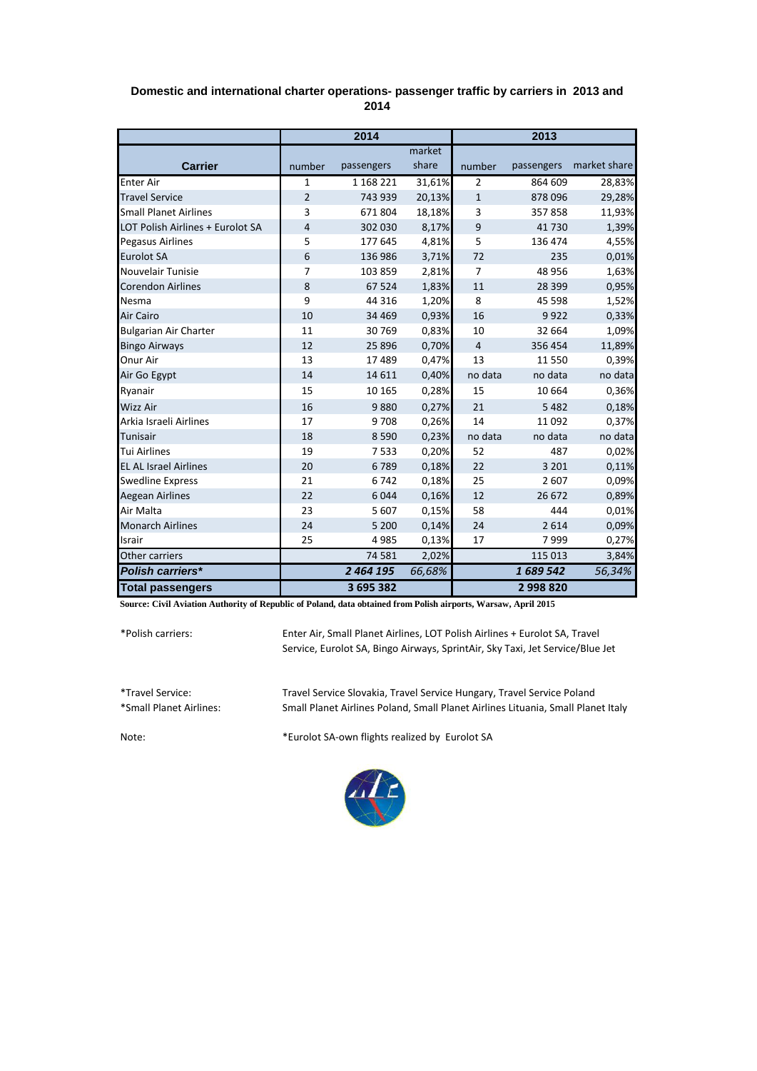**Domestic and international charter operations- passenger traffic by carriers in 2013 and 2014**

| | 2014 | | | 2013 | | |
|---|---|---|---|---|---|---|
| **Carrier** | number | passengers | market share | number | passengers | market share |
| Enter Air | 1 | 1 168 221 | 31,61% | 2 | 864 609 | 28,83% |
| Travel Service | 2 | 743 939 | 20,13% | 1 | 878 096 | 29,28% |
| Small Planet Airlines | 3 | 671 804 | 18,18% | 3 | 357 858 | 11,93% |
| LOT Polish Airlines + Eurolot SA | 4 | 302 030 | 8,17% | 9 | 41 730 | 1,39% |
| Pegasus Airlines | 5 | 177 645 | 4,81% | 5 | 136 474 | 4,55% |
| Eurolot SA | 6 | 136 986 | 3,71% | 72 | 235 | 0,01% |
| Nouvelair Tunisie | 7 | 103 859 | 2,81% | 7 | 48 956 | 1,63% |
| Corendon Airlines | 8 | 67 524 | 1,83% | 11 | 28 399 | 0,95% |
| Nesma | 9 | 44 316 | 1,20% | 8 | 45 598 | 1,52% |
| Air Cairo | 10 | 34 469 | 0,93% | 16 | 9 922 | 0,33% |
| Bulgarian Air Charter | 11 | 30 769 | 0,83% | 10 | 32 664 | 1,09% |
| Bingo Airways | 12 | 25 896 | 0,70% | 4 | 356 454 | 11,89% |
| Onur Air | 13 | 17 489 | 0,47% | 13 | 11 550 | 0,39% |
| Air Go Egypt | 14 | 14 611 | 0,40% | no data | no data | no data |
| Ryanair | 15 | 10 165 | 0,28% | 15 | 10 664 | 0,36% |
| Wizz Air | 16 | 9 880 | 0,27% | 21 | 5 482 | 0,18% |
| Arkia Israeli Airlines | 17 | 9 708 | 0,26% | 14 | 11 092 | 0,37% |
| Tunisair | 18 | 8 590 | 0,23% | no data | no data | no data |
| Tui Airlines | 19 | 7 533 | 0,20% | 52 | 487 | 0,02% |
| EL AL Israel Airlines | 20 | 6 789 | 0,18% | 22 | 3 201 | 0,11% |
| Swedline Express | 21 | 6 742 | 0,18% | 25 | 2 607 | 0,09% |
| Aegean Airlines | 22 | 6 044 | 0,16% | 12 | 26 672 | 0,89% |
| Air Malta | 23 | 5 607 | 0,15% | 58 | 444 | 0,01% |
| Monarch Airlines | 24 | 5 200 | 0,14% | 24 | 2 614 | 0,09% |
| Israir | 25 | 4 985 | 0,13% | 17 | 7 999 | 0,27% |
| Other carriers | | 74 581 | 2,02% | | 115 013 | 3,84% |
| ***Polish carriers**** | | ***2 464 195*** | *66,68%* | | ***1 689 542*** | *56,34%* |
| **Total passengers** | | **3 695 382** | | | **2 998 820** | |

**Source: Civil Aviation Authority of Republic of Poland, data obtained from Polish airports, Warsaw, April 2015**

*Polish carriers: Enter Air, Small Planet Airlines, LOT Polish Airlines + Eurolot SA, Travel Service, Eurolot SA, Bingo Airways, SprintAir, Sky Taxi, Jet Service/Blue Jet

*Travel Service: Travel Service Slovakia, Travel Service Hungary, Travel Service Poland

*Small Planet Airlines: Small Planet Airlines Poland, Small Planet Airlines Lituania, Small Planet Italy

Note: *Eurolot SA-own flights realized by Eurolot SA